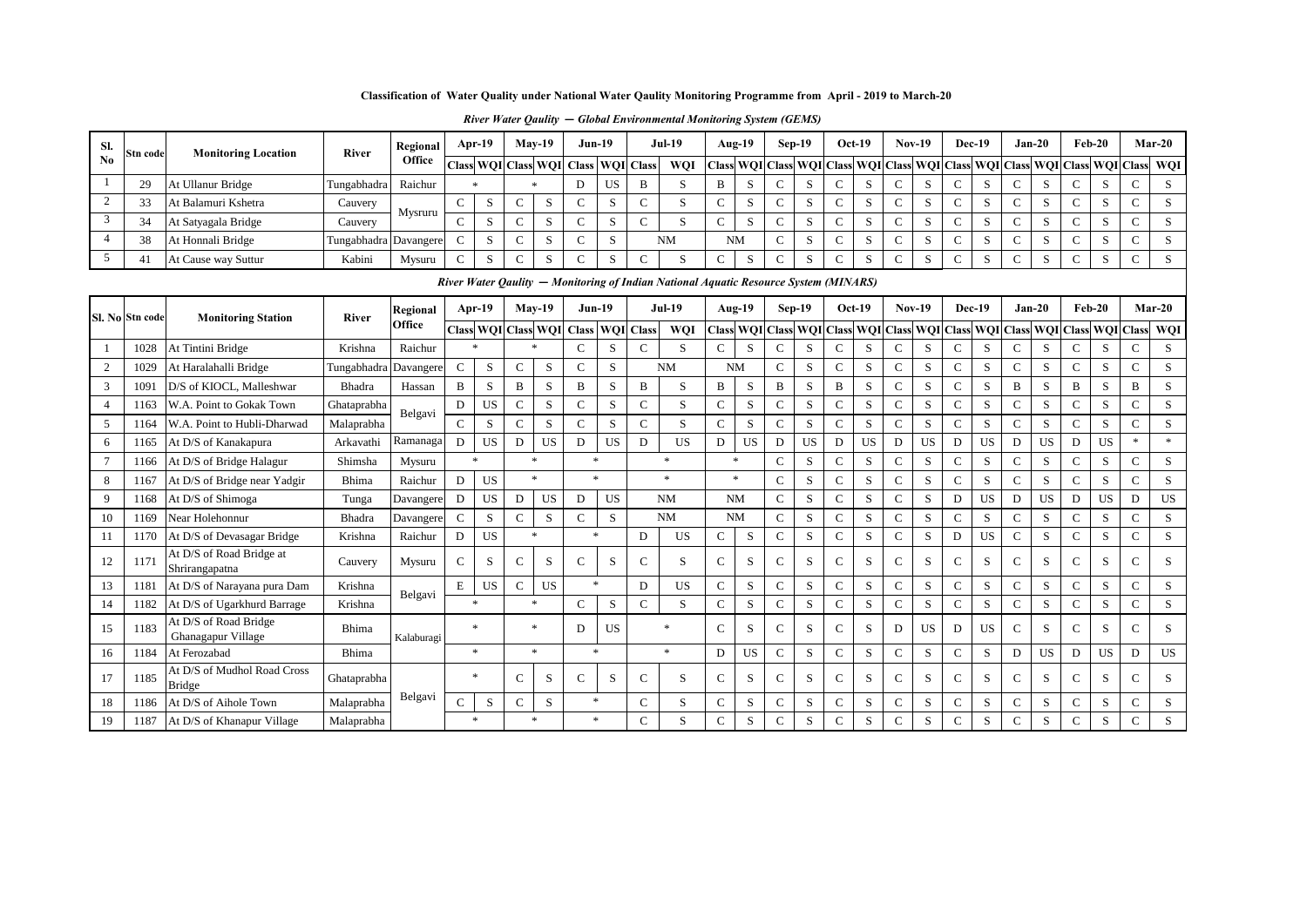**Classification of Water Quality under National Water Qaulity Monitoring Programme from April - 2019 to March-20**

***River Water Qaulity — Global Environmental Monitoring System (GEMS)***

| Sl. No | Stn code | Monitoring Location | River | Regional Office | Apr-19 | | May-19 | | Jun-19 | | Jul-19 | | Aug-19 | | Sep-19 | | Oct-19 | | Nov-19 | | Dec-19 | | Jan-20 | | Feb-20 | | Mar-20 | |
|---|---|---|---|---|---|---|---|---|---|---|---|---|---|---|---|---|---|---|---|---|---|---|---|---|---|---|---|---|
| | | | | | Class | WQI | Class | WQI | Class | WQI | Class | WQI | Class | WQI | Class | WQI | Class | WQI | Class | WQI | Class | WQI | Class | WQI | Class | WQI | Class | WQI |
| 1 | 29 | At Ullanur Bridge | Tungabhadra | Raichur | * | | * | | D | US | B | S | B | S | C | S | C | S | C | S | C | S | C | S | C | S | C | S |
| 2 | 33 | At Balamuri Kshetra | Cauvery | Mysruru | C | S | C | S | C | S | C | S | C | S | C | S | C | S | C | S | C | S | C | S | C | S | C | S |
| 3 | 34 | At Satyagala Bridge | Cauvery | | C | S | C | S | C | S | C | S | C | S | C | S | C | S | C | S | C | S | C | S | C | S | C | S |
| 4 | 38 | At Honnali Bridge | Tungabhadra | Davangere | C | S | C | S | C | S | NM | | NM | | C | S | C | S | C | S | C | S | C | S | C | S | C | S |
| 5 | 41 | At Cause way Suttur | Kabini | Mysuru | C | S | C | S | C | S | C | S | C | S | C | S | C | S | C | S | C | S | C | S | C | S | C | S |

***River Water Qaulity — Monitoring of Indian National Aquatic Resource System (MINARS)***

| Sl. No | Stn code | Monitoring Station | River | Regional Office | Apr-19 | | May-19 | | Jun-19 | | Jul-19 | | Aug-19 | | Sep-19 | | Oct-19 | | Nov-19 | | Dec-19 | | Jan-20 | | Feb-20 | | Mar-20 | |
|---|---|---|---|---|---|---|---|---|---|---|---|---|---|---|---|---|---|---|---|---|---|---|---|---|---|---|---|---|
| | | | | | Class | WQI | Class | WQI | Class | WQI | Class | WQI | Class | WQI | Class | WQI | Class | WQI | Class | WQI | Class | WQI | Class | WQI | Class | WQI | Class | WQI |
| 1 | 1028 | At Tintini Bridge | Krishna | Raichur | * | | | | C | S | C | S | C | S | C | S | C | S | C | S | C | S | C | S | C | S | C | S |
| 2 | 1029 | At Haralahalli Bridge | Tungabhadra | Davangere | C | S | C | S | C | S | NM | | NM | | C | S | C | S | C | S | C | S | C | S | C | S | C | S |
| 3 | 1091 | D/S of KIOCL, Malleshwar | Bhadra | Hassan | B | S | B | S | B | S | B | S | B | S | B | S | B | S | C | S | C | S | B | S | B | S | B | S |
| 4 | 1163 | W.A. Point to Gokak Town | Ghataprabha | Belgavi | D | US | C | S | C | S | C | S | C | S | C | S | C | S | C | S | C | S | C | S | C | S | C | S |
| 5 | 1164 | W.A. Point to Hubli-Dharwad | Malaprabha | | C | S | C | S | C | S | C | S | C | S | C | S | C | S | C | S | C | S | C | S | C | S | C | S |
| 6 | 1165 | At D/S of Kanakapura | Arkavathi | Ramanaga | D | US | D | US | D | US | D | US | D | US | D | US | D | US | D | US | D | US | D | US | D | US | * | * |
| 7 | 1166 | At D/S of Bridge Halagur | Shimsha | Mysuru | * | | * | | * | | * | | * | | C | S | C | S | C | S | C | S | C | S | C | S | C | S |
| 8 | 1167 | At D/S of Bridge near Yadgir | Bhima | Raichur | D | US | * | | * | | * | | * | | C | S | C | S | C | S | C | S | C | S | C | S | C | S |
| 9 | 1168 | At D/S of Shimoga | Tunga | Davangere | D | US | D | US | D | US | NM | | NM | | C | S | C | S | C | S | D | US | D | US | D | US | D | US |
| 10 | 1169 | Near Holehonnur | Bhadra | Davangere | C | S | C | S | C | S | NM | | NM | | C | S | C | S | C | S | C | S | C | S | C | S | C | S |
| 11 | 1170 | At D/S of Devasagar Bridge | Krishna | Raichur | D | US | * | | * | | D | US | C | S | C | S | C | S | C | S | D | US | C | S | C | S | C | S |
| 12 | 1171 | At D/S of Road Bridge at Shrirangapatna | Cauvery | Mysuru | C | S | C | S | C | S | C | S | C | S | C | S | C | S | C | S | C | S | C | S | C | S | C | S |
| 13 | 1181 | At D/S of Narayana pura Dam | Krishna | Belgavi | E | US | C | US | * | | D | US | C | S | C | S | C | S | C | S | C | S | C | S | C | S | C | S |
| 14 | 1182 | At D/S of Ugarkhurd Barrage | Krishna | | * | | * | | C | S | C | S | C | S | C | S | C | S | C | S | C | S | C | S | C | S | C | S |
| 15 | 1183 | At D/S of Road Bridge Ghanagapur Village | Bhima | Kalaburagi | * | | * | | D | US | * | | C | S | C | S | C | S | D | US | D | US | C | S | C | S | C | S |
| 16 | 1184 | At Ferozabad | Bhima | | * | | * | | * | | * | | D | US | C | S | C | S | C | S | C | S | D | US | D | US | D | US |
| 17 | 1185 | At D/S of Mudhol Road Cross Bridge | Ghataprabha | Belgavi | * | | C | S | C | S | C | S | C | S | C | S | C | S | C | S | C | S | C | S | C | S | C | S |
| 18 | 1186 | At D/S of Aihole Town | Malaprabha | | C | S | C | S | * | | C | S | C | S | C | S | C | S | C | S | C | S | C | S | C | S | C | S |
| 19 | 1187 | At D/S of Khanapur Village | Malaprabha | | * | | * | | * | | C | S | C | S | C | S | C | S | C | S | C | S | C | S | C | S | C | S |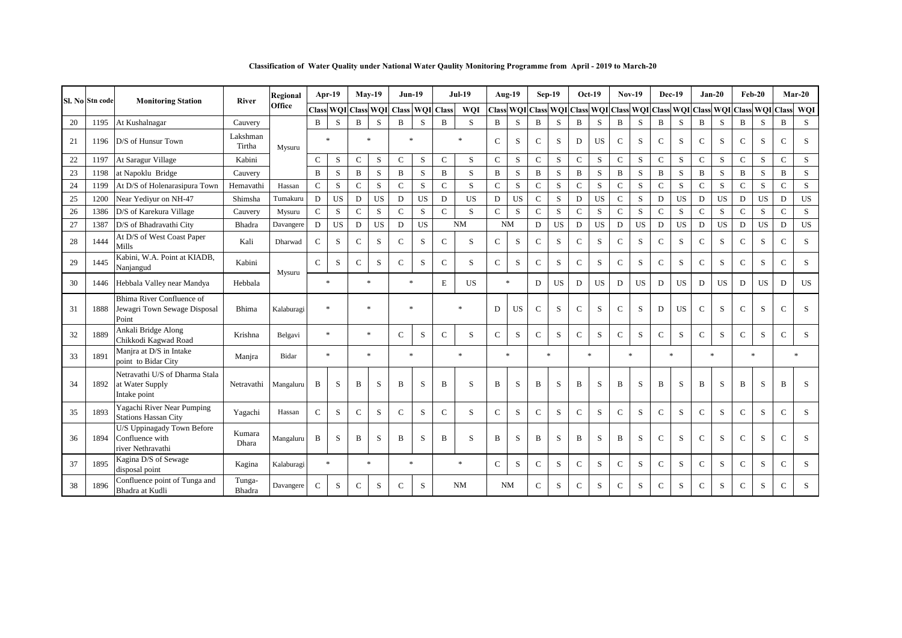**Classification of Water Quality under National Water Qaulity Monitoring Programme from April - 2019 to March-20**

| Sl. No | Stn code | Monitoring Station | River | Regional Office | Apr-19 | | May-19 | | Jun-19 | | Jul-19 | | Aug-19 | | Sep-19 | | Oct-19 | | Nov-19 | | Dec-19 | | Jan-20 | | Feb-20 | | Mar-20 | |
|---|---|---|---|---|---|---|---|---|---|---|---|---|---|---|---|---|---|---|---|---|---|---|---|---|---|---|---|---|
| | | | | | Class | WQI | Class | WQI | Class | WQI | Class | WQI | Class | WQI | Class | WQI | Class | WQI | Class | WQI | Class | WQI | Class | WQI | Class | WQI | Class | WQI |
| 20 | 1195 | At Kushalnagar | Cauvery | Mysuru | B | S | B | S | B | S | B | S | B | S | B | S | B | S | B | S | B | S | B | S | B | S | B | S |
| 21 | 1196 | D/S of Hunsur Town | Lakshman Tirtha | Mysuru | * | | * | | * | | * | | C | S | C | S | D | US | C | S | C | S | C | S | C | S | C | S |
| 22 | 1197 | At Saragur Village | Kabini | Mysuru | C | S | C | S | C | S | C | S | C | S | C | S | C | S | C | S | C | S | C | S | C | S | C | S |
| 23 | 1198 | at Napoklu Bridge | Cauvery | Mysuru | B | S | B | S | B | S | B | S | B | S | B | S | B | S | B | S | B | S | B | S | B | S | B | S |
| 24 | 1199 | At D/S of Holenarasipura Town | Hemavathi | Hassan | C | S | C | S | C | S | C | S | C | S | C | S | C | S | C | S | C | S | C | S | C | S | C | S |
| 25 | 1200 | Near Yediyur on NH-47 | Shimsha | Tumakuru | D | US | D | US | D | US | D | US | D | US | C | S | D | US | C | S | D | US | D | US | D | US | D | US |
| 26 | 1386 | D/S of Karekura Village | Cauvery | Mysuru | C | S | C | S | C | S | C | S | C | S | C | S | C | S | C | S | C | S | C | S | C | S | C | S |
| 27 | 1387 | D/S of Bhadravathi City | Bhadra | Davangere | D | US | D | US | D | US | NM | | NM | | D | US | D | US | D | US | D | US | D | US | D | US | D | US |
| 28 | 1444 | At D/S of West Coast Paper Mills | Kali | Dharwad | C | S | C | S | C | S | C | S | C | S | C | S | C | S | C | S | C | S | C | S | C | S | C | S |
| 29 | 1445 | Kabini, W.A. Point at KIADB, Nanjangud | Kabini | Mysuru | C | S | C | S | C | S | C | S | C | S | C | S | C | S | C | S | C | S | C | S | C | S | C | S |
| 30 | 1446 | Hebbala Valley near Mandya | Hebbala | Mysuru | * | | * | | * | | E | US | * | | D | US | D | US | D | US | D | US | D | US | D | US | D | US |
| 31 | 1888 | Bhima River Confluence of Jewagri Town Sewage Disposal Point | Bhima | Kalaburagi | * | | * | | * | | * | | D | US | C | S | C | S | C | S | D | US | C | S | C | S | C | S |
| 32 | 1889 | Ankali Bridge Along Chikkodi Kagwad Road | Krishna | Belgavi | * | | * | | C | S | C | S | C | S | C | S | C | S | C | S | C | S | C | S | C | S | C | S |
| 33 | 1891 | Manjra at D/S in Intake point to Bidar City | Manjra | Bidar | * | | * | | * | | * | | * | | * | | * | | * | | * | | * | | * | | * | |
| 34 | 1892 | Netravathi U/S of Dharma Stala at Water Supply Intake point | Netravathi | Mangaluru | B | S | B | S | B | S | B | S | B | S | B | S | B | S | B | S | B | S | B | S | B | S | B | S |
| 35 | 1893 | Yagachi River Near Pumping Stations Hassan City | Yagachi | Hassan | C | S | C | S | C | S | C | S | C | S | C | S | C | S | C | S | C | S | C | S | C | S | C | S |
| 36 | 1894 | U/S Uppinagady Town Before Confluence with river Nethravathi | Kumara Dhara | Mangaluru | B | S | B | S | B | S | B | S | B | S | B | S | B | S | B | S | C | S | C | S | C | S | C | S |
| 37 | 1895 | Kagina D/S of Sewage disposal point | Kagina | Kalaburagi | * | | * | | * | | * | | C | S | C | S | C | S | C | S | C | S | C | S | C | S | C | S |
| 38 | 1896 | Confluence point of Tunga and Bhadra at Kudli | Tunga-Bhadra | Davangere | C | S | C | S | C | S | NM | | NM | | C | S | C | S | C | S | C | S | C | S | C | S | C | S |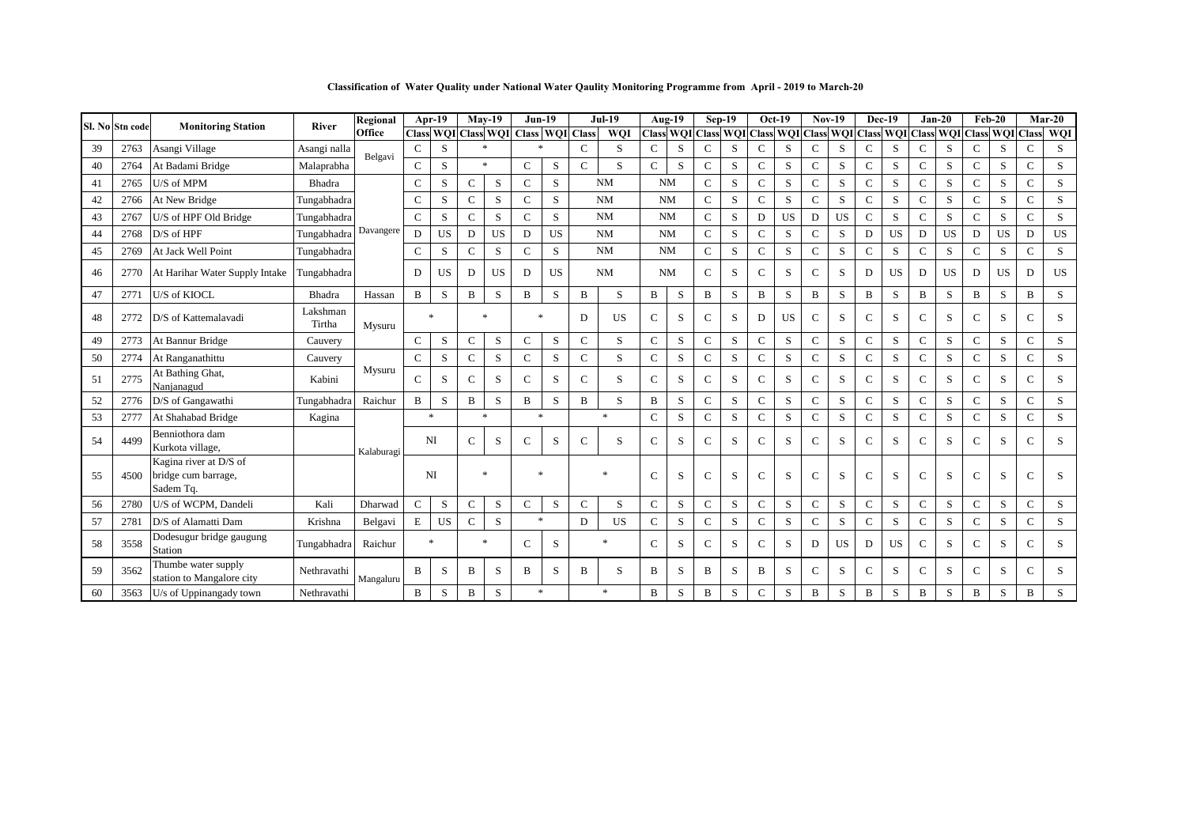**Classification of Water Quality under National Water Qaulity Monitoring Programme from April - 2019 to March-20**

| Sl. No | Stn code | Monitoring Station | River | Regional Office | Apr-19 | | May-19 | | Jun-19 | | Jul-19 | | Aug-19 | | Sep-19 | | Oct-19 | | Nov-19 | | Dec-19 | | Jan-20 | | Feb-20 | | Mar-20 | |
|---|---|---|---|---|---|---|---|---|---|---|---|---|---|---|---|---|---|---|---|---|---|---|---|---|---|---|---|---|
| | | | | | Class | WQI | Class | WQI | Class | WQI | Class | WQI | Class | WQI | Class | WQI | Class | WQI | Class | WQI | Class | WQI | Class | WQI | Class | WQI | Class | WQI |
| 39 | 2763 | Asangi Village | Asangi nalla | Belgavi | C | S | * | | * | | C | S | C | S | C | S | C | S | C | S | C | S | C | S | C | S | C | S |
| 40 | 2764 | At Badami Bridge | Malaprabha | | C | S | * | | C | S | C | S | C | S | C | S | C | S | C | S | C | S | C | S | C | S | C | S |
| 41 | 2765 | U/S of MPM | Bhadra | Davangere | C | S | C | S | C | S | NM | | NM | | C | S | C | S | C | S | C | S | C | S | C | S | C | S |
| 42 | 2766 | At New Bridge | Tungabhadra | | C | S | C | S | C | S | NM | | NM | | C | S | C | S | C | S | C | S | C | S | C | S | C | S |
| 43 | 2767 | U/S of HPF Old Bridge | Tungabhadra | | C | S | C | S | C | S | NM | | NM | | C | S | D | US | D | US | C | S | C | S | C | S | C | S |
| 44 | 2768 | D/S of HPF | Tungabhadra | | D | US | D | US | D | US | NM | | NM | | C | S | C | S | C | S | D | US | D | US | D | US | D | US |
| 45 | 2769 | At Jack Well Point | Tungabhadra | | C | S | C | S | C | S | NM | | NM | | C | S | C | S | C | S | C | S | C | S | C | S | C | S |
| 46 | 2770 | At Harihar Water Supply Intake | Tungabhadra | | D | US | D | US | D | US | NM | | NM | | C | S | C | S | C | S | D | US | D | US | D | US | D | US |
| 47 | 2771 | U/S of KIOCL | Bhadra | Hassan | B | S | B | S | B | S | B | S | B | S | B | S | B | S | B | S | B | S | B | S | B | S | B | S |
| 48 | 2772 | D/S of Kattemalavadi | Lakshman Tirtha | Mysuru | * | | * | | * | | D | US | C | S | C | S | D | US | C | S | C | S | C | S | C | S | C | S |
| 49 | 2773 | At Bannur Bridge | Cauvery | | C | S | C | S | C | S | C | S | C | S | C | S | C | S | C | S | C | S | C | S | C | S | C | S |
| 50 | 2774 | At Ranganathittu | Cauvery | Mysuru | C | S | C | S | C | S | C | S | C | S | C | S | C | S | C | S | C | S | C | S | C | S | C | S |
| 51 | 2775 | At Bathing Ghat, Nanjanagud | Kabini | | C | S | C | S | C | S | C | S | C | S | C | S | C | S | C | S | C | S | C | S | C | S | C | S |
| 52 | 2776 | D/S of Gangawathi | Tungabhadra | Raichur | B | S | B | S | B | S | B | S | B | S | C | S | C | S | C | S | C | S | C | S | C | S | C | S |
| 53 | 2777 | At Shahabad Bridge | Kagina | Kalaburagi | * | | * | | * | | * | | C | S | C | S | C | S | C | S | C | S | C | S | C | S | C | S |
| 54 | 4499 | Benniothora dam Kurkota village, | | | NI | | C | S | C | S | C | S | C | S | C | S | C | S | C | S | C | S | C | S | C | S | C | S |
| 55 | 4500 | Kagina river at D/S of bridge cum barrage, Sadem Tq. | | | NI | | * | | * | | * | | C | S | C | S | C | S | C | S | C | S | C | S | C | S | C | S |
| 56 | 2780 | U/S of WCPM, Dandeli | Kali | Dharwad | C | S | C | S | C | S | C | S | C | S | C | S | C | S | C | S | C | S | C | S | C | S | C | S |
| 57 | 2781 | D/S of Alamatti Dam | Krishna | Belgavi | E | US | C | S | * | | D | US | C | S | C | S | C | S | C | S | C | S | C | S | C | S | C | S |
| 58 | 3558 | Dodesugur bridge gaugung Station | Tungabhadra | Raichur | * | | * | | C | S | * | | C | S | C | S | C | S | D | US | D | US | C | S | C | S | C | S |
| 59 | 3562 | Thumbe water supply station to Mangalore city | Nethravathi | Mangaluru | B | S | B | S | B | S | B | S | B | S | B | S | B | S | C | S | C | S | C | S | C | S | C | S |
| 60 | 3563 | U/s of Uppinangady town | Nethravathi | | B | S | B | S | * | | * | | B | S | B | S | C | S | B | S | B | S | B | S | B | S | B | S |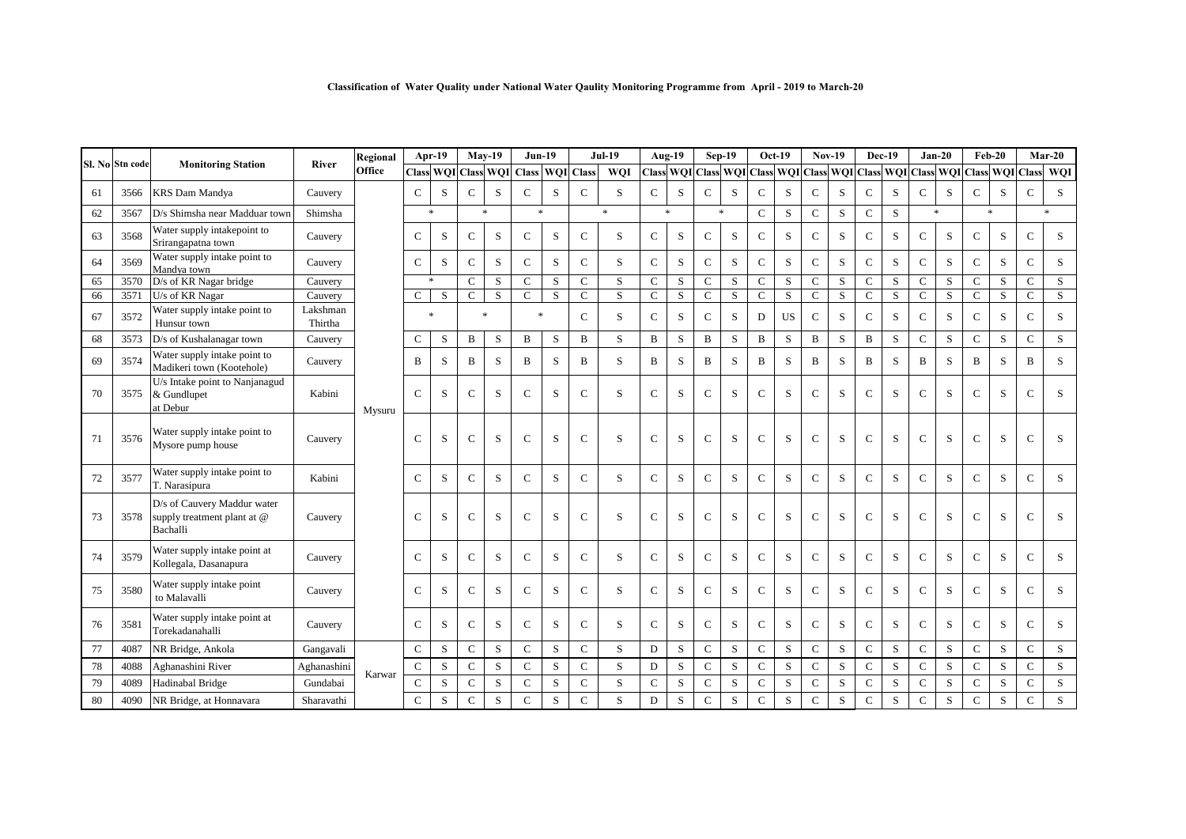**Classification of Water Quality under National Water Qaulity Monitoring Programme from April - 2019 to March-20**

| Sl. No | Stn code | Monitoring Station | River | Regional Office | Apr-19 | | May-19 | | Jun-19 | | Jul-19 | | Aug-19 | | Sep-19 | | Oct-19 | | Nov-19 | | Dec-19 | | Jan-20 | | Feb-20 | | Mar-20 | |
|---|---|---|---|---|---|---|---|---|---|---|---|---|---|---|---|---|---|---|---|---|---|---|---|---|---|---|---|---|
| | | | | | Class | WQI | Class | WQI | Class | WQI | Class | WQI | Class | WQI | Class | WQI | Class | WQI | Class | WQI | Class | WQI | Class | WQI | Class | WQI | Class | WQI |
| 61 | 3566 | KRS Dam Mandya | Cauvery | Mysuru | C | S | C | S | C | S | C | S | C | S | C | S | C | S | C | S | C | S | C | S | C | S | C | S |
| 62 | 3567 | D/s Shimsha near Madduar town | Shimsha | | * | | * | | * | | * | | * | | * | | C | S | C | S | C | S | * | | * | | * | |
| 63 | 3568 | Water supply intakepoint to Srirangapatna town | Cauvery | | C | S | C | S | C | S | C | S | C | S | C | S | C | S | C | S | C | S | C | S | C | S | C | S |
| 64 | 3569 | Water supply intake point to Mandya town | Cauvery | | C | S | C | S | C | S | C | S | C | S | C | S | C | S | C | S | C | S | C | S | C | S | C | S |
| 65 | 3570 | D/s of KR Nagar bridge | Cauvery | | * | | C | S | C | S | C | S | C | S | C | S | C | S | C | S | C | S | C | S | C | S | C | S |
| 66 | 3571 | U/s of KR Nagar | Cauvery | | C | S | C | S | C | S | C | S | C | S | C | S | C | S | C | S | C | S | C | S | C | S | C | S |
| 67 | 3572 | Water supply intake point to Hunsur town | Lakshman Thirtha | | * | | * | | * | | C | S | C | S | C | S | D | US | C | S | C | S | C | S | C | S | C | S |
| 68 | 3573 | D/s of Kushalanagar town | Cauvery | | C | S | B | S | B | S | B | S | B | S | B | S | B | S | B | S | B | S | C | S | C | S | C | S |
| 69 | 3574 | Water supply intake point to Madikeri town (Kootehole) | Cauvery | | B | S | B | S | B | S | B | S | B | S | B | S | B | S | B | S | B | S | B | S | B | S | B | S |
| 70 | 3575 | U/s Intake point to Nanjanagud & Gundlupet at Debur | Kabini | | C | S | C | S | C | S | C | S | C | S | C | S | C | S | C | S | C | S | C | S | C | S | C | S |
| 71 | 3576 | Water supply intake point to Mysore pump house | Cauvery | | C | S | C | S | C | S | C | S | C | S | C | S | C | S | C | S | C | S | C | S | C | S | C | S |
| 72 | 3577 | Water supply intake point to T. Narasipura | Kabini | | C | S | C | S | C | S | C | S | C | S | C | S | C | S | C | S | C | S | C | S | C | S | C | S |
| 73 | 3578 | D/s of Cauvery Maddur water supply treatment plant at @ Bachalli | Cauvery | | C | S | C | S | C | S | C | S | C | S | C | S | C | S | C | S | C | S | C | S | C | S | C | S |
| 74 | 3579 | Water supply intake point at Kollegala, Dasanapura | Cauvery | | C | S | C | S | C | S | C | S | C | S | C | S | C | S | C | S | C | S | C | S | C | S | C | S |
| 75 | 3580 | Water supply intake point to Malavalli | Cauvery | | C | S | C | S | C | S | C | S | C | S | C | S | C | S | C | S | C | S | C | S | C | S | C | S |
| 76 | 3581 | Water supply intake point at Torekadanahalli | Cauvery | | C | S | C | S | C | S | C | S | C | S | C | S | C | S | C | S | C | S | C | S | C | S | C | S |
| 77 | 4087 | NR Bridge, Ankola | Gangavali | Karwar | C | S | C | S | C | S | C | S | D | S | C | S | C | S | C | S | C | S | C | S | C | S | C | S |
| 78 | 4088 | Aghanashini River | Aghanashini | | C | S | C | S | C | S | C | S | D | S | C | S | C | S | C | S | C | S | C | S | C | S | C | S |
| 79 | 4089 | Hadinabal Bridge | Gundabai | | C | S | C | S | C | S | C | S | C | S | C | S | C | S | C | S | C | S | C | S | C | S | C | S |
| 80 | 4090 | NR Bridge, at Honnavara | Sharavathi | | C | S | C | S | C | S | C | S | D | S | C | S | C | S | C | S | C | S | C | S | C | S | C | S |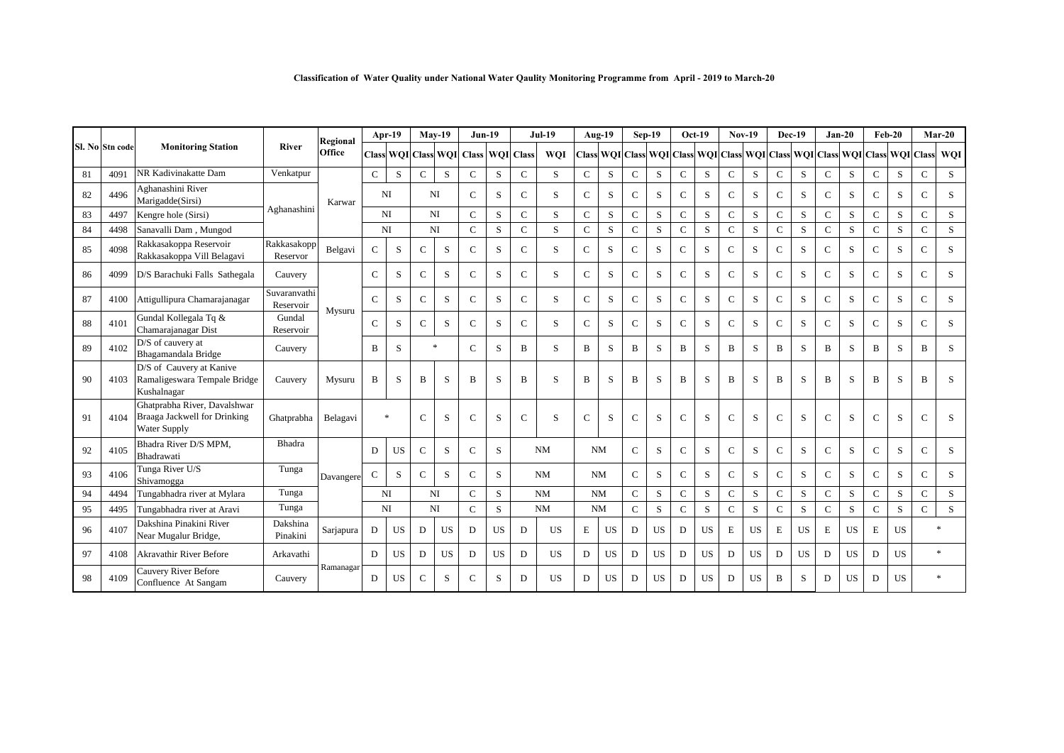**Classification of Water Quality under National Water Qaulity Monitoring Programme from April - 2019 to March-20**

| Sl. No | Stn code | Monitoring Station | River | Regional Office | Apr-19 | | May-19 | | Jun-19 | | Jul-19 | | Aug-19 | | Sep-19 | | Oct-19 | | Nov-19 | | Dec-19 | | Jan-20 | | Feb-20 | | Mar-20 | |
|---|---|---|---|---|---|---|---|---|---|---|---|---|---|---|---|---|---|---|---|---|---|---|---|---|---|---|---|---|
| | | | | | Class | WQI | Class | WQI | Class | WQI | Class | WQI | Class | WQI | Class | WQI | Class | WQI | Class | WQI | Class | WQI | Class | WQI | Class | WQI | Class | WQI |
| 81 | 4091 | NR Kadivinakatte Dam | Venkatpur | Karwar | C | S | C | S | C | S | C | S | C | S | C | S | C | S | C | S | C | S | C | S | C | S | C | S |
| 82 | 4496 | Aghanashini River Marigadde(Sirsi) | Aghanashini | Karwar | NI | | NI | | C | S | C | S | C | S | C | S | C | S | C | S | C | S | C | S | C | S | C | S |
| 83 | 4497 | Kengre hole (Sirsi) | Aghanashini | Karwar | NI | | NI | | C | S | C | S | C | S | C | S | C | S | C | S | C | S | C | S | C | S | C | S |
| 84 | 4498 | Sanavalli Dam , Mungod | Aghanashini | Karwar | NI | | NI | | C | S | C | S | C | S | C | S | C | S | C | S | C | S | C | S | C | S | C | S |
| 85 | 4098 | Rakkasakoppa Reservoir Rakkasakoppa Vill Belagavi | Rakkasakopp Reservor | Belgavi | C | S | C | S | C | S | C | S | C | S | C | S | C | S | C | S | C | S | C | S | C | S | C | S |
| 86 | 4099 | D/S Barachuki Falls Sathegala | Cauvery | Mysuru | C | S | C | S | C | S | C | S | C | S | C | S | C | S | C | S | C | S | C | S | C | S | C | S |
| 87 | 4100 | Attigullipura Chamarajanagar | Suvaranvathi Reservoir | Mysuru | C | S | C | S | C | S | C | S | C | S | C | S | C | S | C | S | C | S | C | S | C | S | C | S |
| 88 | 4101 | Gundal Kollegala Tq & Chamarajanagar Dist | Gundal Reservoir | Mysuru | C | S | C | S | C | S | C | S | C | S | C | S | C | S | C | S | C | S | C | S | C | S | C | S |
| 89 | 4102 | D/S of cauvery at Bhagamandala Bridge | Cauvery | Mysuru | B | S | * | | C | S | B | S | B | S | B | S | B | S | B | S | B | S | B | S | B | S | B | S |
| 90 | 4103 | D/S of Cauvery at Kanive Ramaligeswara Tempale Bridge Kushalnagar | Cauvery | Mysuru | B | S | B | S | B | S | B | S | B | S | B | S | B | S | B | S | B | S | B | S | B | S | B | S |
| 91 | 4104 | Ghatprabha River, Davalshwar Braaga Jackwell for Drinking Water Supply | Ghatprabha | Belagavi | * | | C | S | C | S | C | S | C | S | C | S | C | S | C | S | C | S | C | S | C | S | C | S |
| 92 | 4105 | Bhadra River D/S MPM, Bhadrawati | Bhadra | Davangere | D | US | C | S | C | S | NM | | NM | | C | S | C | S | C | S | C | S | C | S | C | S | C | S |
| 93 | 4106 | Tunga River U/S Shivamogga | Tunga | Davangere | C | S | C | S | C | S | NM | | NM | | C | S | C | S | C | S | C | S | C | S | C | S | C | S |
| 94 | 4494 | Tungabhadra river at Mylara | Tunga | Davangere | NI | | NI | | C | S | NM | | NM | | C | S | C | S | C | S | C | S | C | S | C | S | C | S |
| 95 | 4495 | Tungabhadra river at Aravi | Tunga | Davangere | NI | | NI | | C | S | NM | | NM | | C | S | C | S | C | S | C | S | C | S | C | S | C | S |
| 96 | 4107 | Dakshina Pinakini River Near Mugalur Bridge, | Dakshina Pinakini | Sarjapura | D | US | D | US | D | US | D | US | E | US | D | US | D | US | E | US | E | US | E | US | E | US | * | |
| 97 | 4108 | Akravathir River Before | Arkavathi | Ramanagar | D | US | D | US | D | US | D | US | D | US | D | US | D | US | D | US | D | US | D | US | D | US | * | |
| 98 | 4109 | Cauvery River Before Confluence At Sangam | Cauvery | Ramanagar | D | US | C | S | C | S | D | US | D | US | D | US | D | US | D | US | B | S | D | US | D | US | * | |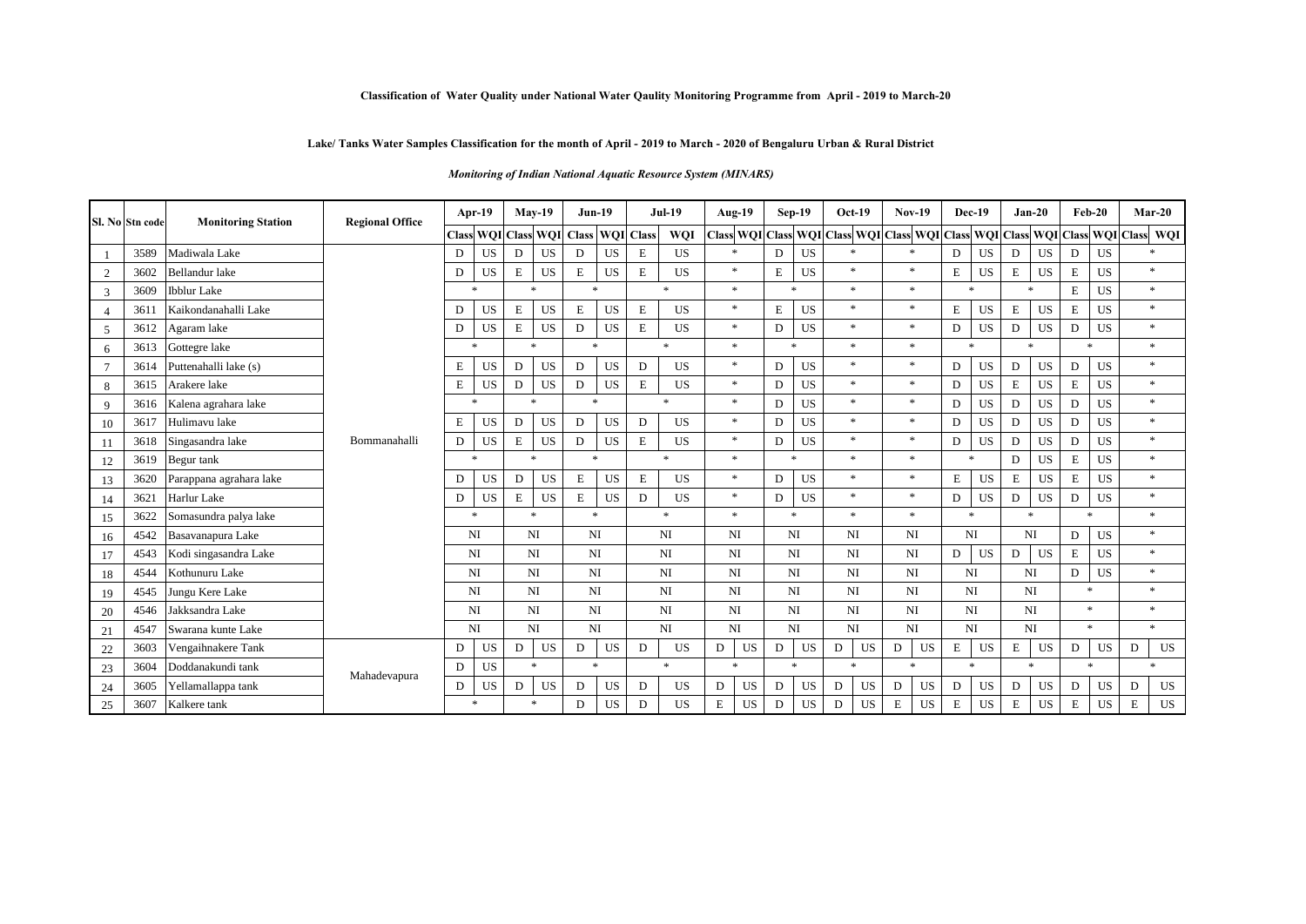**Classification of Water Quality under National Water Qaulity Monitoring Programme from April - 2019 to March-20**

**Lake/ Tanks Water Samples Classification for the month of April - 2019 to March - 2020 of Bengaluru Urban & Rural District**

***Monitoring of Indian National Aquatic Resource System (MINARS)***

| Sl. No | Stn code | Monitoring Station | Regional Office | Apr-19 | | May-19 | | Jun-19 | | Jul-19 | | Aug-19 | | Sep-19 | | Oct-19 | | Nov-19 | | Dec-19 | | Jan-20 | | Feb-20 | | Mar-20 | |
|---|---|---|---|---|---|---|---|---|---|---|---|---|---|---|---|---|---|---|---|---|---|---|---|---|---|---|---|
| | | | | Class | WQI | Class | WQI | Class | WQI | Class | WQI | Class | WQI | Class | WQI | Class | WQI | Class | WQI | Class | WQI | Class | WQI | Class | WQI | Class | WQI |
| 1 | 3589 | Madiwala Lake | Bommanahalli | D | US | D | US | D | US | E | US | * | | D | US | * | | * | | D | US | D | US | D | US | * | |
| 2 | 3602 | Bellandur lake | | D | US | E | US | E | US | E | US | * | | E | US | * | | * | | E | US | E | US | E | US | * | |
| 3 | 3609 | Ibblur Lake | | * | | * | | * | | * | | * | | * | | * | | * | | * | | * | | E | US | * | |
| 4 | 3611 | Kaikondanahalli Lake | | D | US | E | US | E | US | E | US | * | | E | US | * | | * | | E | US | E | US | E | US | * | |
| 5 | 3612 | Agaram lake | | D | US | E | US | D | US | E | US | * | | D | US | * | | * | | D | US | D | US | D | US | * | |
| 6 | 3613 | Gottegre lake | | * | | * | | * | | * | | * | | * | | * | | * | | * | | * | | * | | * | |
| 7 | 3614 | Puttenahalli lake (s) | | E | US | D | US | D | US | D | US | * | | D | US | * | | * | | D | US | D | US | D | US | * | |
| 8 | 3615 | Arakere lake | | E | US | D | US | D | US | E | US | * | | D | US | * | | * | | D | US | E | US | E | US | * | |
| 9 | 3616 | Kalena agrahara lake | | * | | * | | * | | * | | * | | D | US | * | | * | | D | US | D | US | D | US | * | |
| 10 | 3617 | Hulimavu lake | | E | US | D | US | D | US | D | US | * | | D | US | * | | * | | D | US | D | US | D | US | * | |
| 11 | 3618 | Singasandra lake | | D | US | E | US | D | US | E | US | * | | D | US | * | | * | | D | US | D | US | D | US | * | |
| 12 | 3619 | Begur tank | | * | | * | | * | | * | | * | | * | | * | | * | | * | | D | US | E | US | * | |
| 13 | 3620 | Parappana agrahara lake | | D | US | D | US | E | US | E | US | * | | D | US | * | | * | | E | US | E | US | E | US | * | |
| 14 | 3621 | Harlur Lake | | D | US | E | US | E | US | D | US | * | | D | US | * | | * | | D | US | D | US | D | US | * | |
| 15 | 3622 | Somasundra palya lake | | * | | * | | * | | * | | * | | * | | * | | * | | * | | * | | * | | * | |
| 16 | 4542 | Basavanapura Lake | | NI | | NI | | NI | | NI | | NI | | NI | | NI | | NI | | NI | | NI | | D | US | * | |
| 17 | 4543 | Kodi singasandra Lake | | NI | | NI | | NI | | NI | | NI | | NI | | NI | | NI | | D | US | D | US | E | US | * | |
| 18 | 4544 | Kothunuru Lake | | NI | | NI | | NI | | NI | | NI | | NI | | NI | | NI | | NI | | NI | | D | US | * | |
| 19 | 4545 | Jungu Kere Lake | | NI | | NI | | NI | | NI | | NI | | NI | | NI | | NI | | NI | | NI | | * | | * | |
| 20 | 4546 | Jakksandra Lake | | NI | | NI | | NI | | NI | | NI | | NI | | NI | | NI | | NI | | NI | | * | | * | |
| 21 | 4547 | Swarana kunte Lake | | NI | | NI | | NI | | NI | | NI | | NI | | NI | | NI | | NI | | NI | | * | | * | |
| 22 | 3603 | Vengaihnakere Tank | Mahadevapura | D | US | D | US | D | US | D | US | D | US | D | US | D | US | D | US | E | US | E | US | D | US | D | US |
| 23 | 3604 | Doddanakundi tank | | D | US | * | | * | | * | | * | | * | | * | | * | | * | | * | | * | | * | |
| 24 | 3605 | Yellamallappa tank | | D | US | D | US | D | US | D | US | D | US | D | US | D | US | D | US | D | US | D | US | D | US | D | US |
| 25 | 3607 | Kalkere tank | | * | | * | | D | US | D | US | E | US | D | US | D | US | E | US | E | US | E | US | E | US | E | US |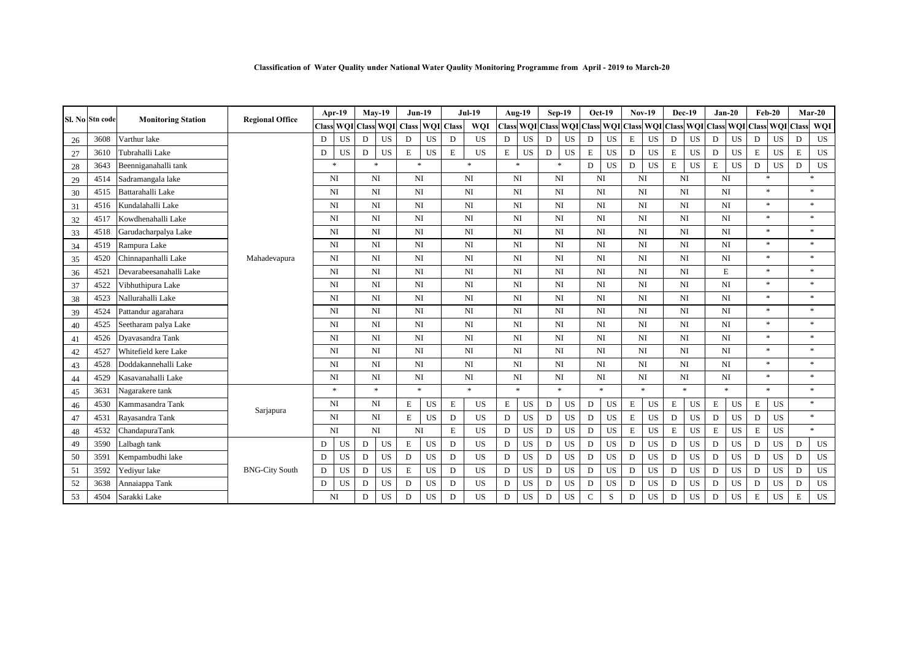**Classification of Water Quality under National Water Qaulity Monitoring Programme from April - 2019 to March-20**

| Sl. No | Stn code | Monitoring Station | Regional Office | Apr-19 | | May-19 | | Jun-19 | | Jul-19 | | Aug-19 | | Sep-19 | | Oct-19 | | Nov-19 | | Dec-19 | | Jan-20 | | Feb-20 | | Mar-20 | |
|---|---|---|---|---|---|---|---|---|---|---|---|---|---|---|---|---|---|---|---|---|---|---|---|---|---|---|---|
| | | | | Class | WQI | Class | WQI | Class | WQI | Class | WQI | Class | WQI | Class | WQI | Class | WQI | Class | WQI | Class | WQI | Class | WQI | Class | WQI | Class | WQI |
| 26 | 3608 | Varthur lake | Mahadevapura | D | US | D | US | D | US | D | US | D | US | D | US | D | US | E | US | D | US | D | US | D | US | D | US |
| 27 | 3610 | Tubrahalli Lake | | D | US | D | US | E | US | E | US | E | US | D | US | E | US | D | US | E | US | D | US | E | US | E | US |
| 28 | 3643 | Beenniganahalli tank | | * | | * | | * | | * | | * | | * | | D | US | D | US | E | US | E | US | D | US | D | US |
| 29 | 4514 | Sadramangala lake | | NI | | NI | | NI | | NI | | NI | | NI | | NI | | NI | | NI | | NI | | * | | * | |
| 30 | 4515 | Battarahalli Lake | | NI | | NI | | NI | | NI | | NI | | NI | | NI | | NI | | NI | | NI | | * | | * | |
| 31 | 4516 | Kundalahalli Lake | | NI | | NI | | NI | | NI | | NI | | NI | | NI | | NI | | NI | | NI | | * | | * | |
| 32 | 4517 | Kowdhenahalli Lake | | NI | | NI | | NI | | NI | | NI | | NI | | NI | | NI | | NI | | NI | | * | | * | |
| 33 | 4518 | Garudacharpalya Lake | | NI | | NI | | NI | | NI | | NI | | NI | | NI | | NI | | NI | | NI | | * | | * | |
| 34 | 4519 | Rampura Lake | | NI | | NI | | NI | | NI | | NI | | NI | | NI | | NI | | NI | | NI | | * | | * | |
| 35 | 4520 | Chinnapanhalli Lake | | NI | | NI | | NI | | NI | | NI | | NI | | NI | | NI | | NI | | NI | | * | | * | |
| 36 | 4521 | Devarabeesanahalli Lake | | NI | | NI | | NI | | NI | | NI | | NI | | NI | | NI | | NI | | E | | * | | * | |
| 37 | 4522 | Vibhuthipura Lake | | NI | | NI | | NI | | NI | | NI | | NI | | NI | | NI | | NI | | NI | | * | | * | |
| 38 | 4523 | Nallurahalli Lake | | NI | | NI | | NI | | NI | | NI | | NI | | NI | | NI | | NI | | NI | | * | | * | |
| 39 | 4524 | Pattandur agarahara | | NI | | NI | | NI | | NI | | NI | | NI | | NI | | NI | | NI | | NI | | * | | * | |
| 40 | 4525 | Seetharam palya Lake | | NI | | NI | | NI | | NI | | NI | | NI | | NI | | NI | | NI | | NI | | * | | * | |
| 41 | 4526 | Dyavasandra Tank | | NI | | NI | | NI | | NI | | NI | | NI | | NI | | NI | | NI | | NI | | * | | * | |
| 42 | 4527 | Whitefield kere Lake | | NI | | NI | | NI | | NI | | NI | | NI | | NI | | NI | | NI | | NI | | * | | * | |
| 43 | 4528 | Doddakannehalli Lake | | NI | | NI | | NI | | NI | | NI | | NI | | NI | | NI | | NI | | NI | | * | | * | |
| 44 | 4529 | Kasavanahalli Lake | | NI | | NI | | NI | | NI | | NI | | NI | | NI | | NI | | NI | | NI | | * | | * | |
| 45 | 3631 | Nagarakere tank | Sarjapura | * | | * | | * | | * | | * | | * | | * | | * | | * | | * | | * | | * | |
| 46 | 4530 | Kammasandra Tank | | NI | | NI | | E | US | E | US | E | US | D | US | D | US | E | US | E | US | E | US | E | US | * | |
| 47 | 4531 | Rayasandra Tank | | NI | | NI | | E | US | D | US | D | US | D | US | D | US | E | US | D | US | D | US | D | US | * | |
| 48 | 4532 | ChandapuraTank | | NI | | NI | | NI | | E | US | D | US | D | US | D | US | E | US | E | US | E | US | E | US | * | |
| 49 | 3590 | Lalbagh tank | BNG-City South | D | US | D | US | E | US | D | US | D | US | D | US | D | US | D | US | D | US | D | US | D | US | D | US |
| 50 | 3591 | Kempambudhi lake | | D | US | D | US | D | US | D | US | D | US | D | US | D | US | D | US | D | US | D | US | D | US | D | US |
| 51 | 3592 | Yediyur lake | | D | US | D | US | E | US | D | US | D | US | D | US | D | US | D | US | D | US | D | US | D | US | D | US |
| 52 | 3638 | Annaiappa Tank | | D | US | D | US | D | US | D | US | D | US | D | US | D | US | D | US | D | US | D | US | D | US | D | US |
| 53 | 4504 | Sarakki Lake | | NI | | D | US | D | US | D | US | D | US | D | US | C | S | D | US | D | US | D | US | E | US | E | US |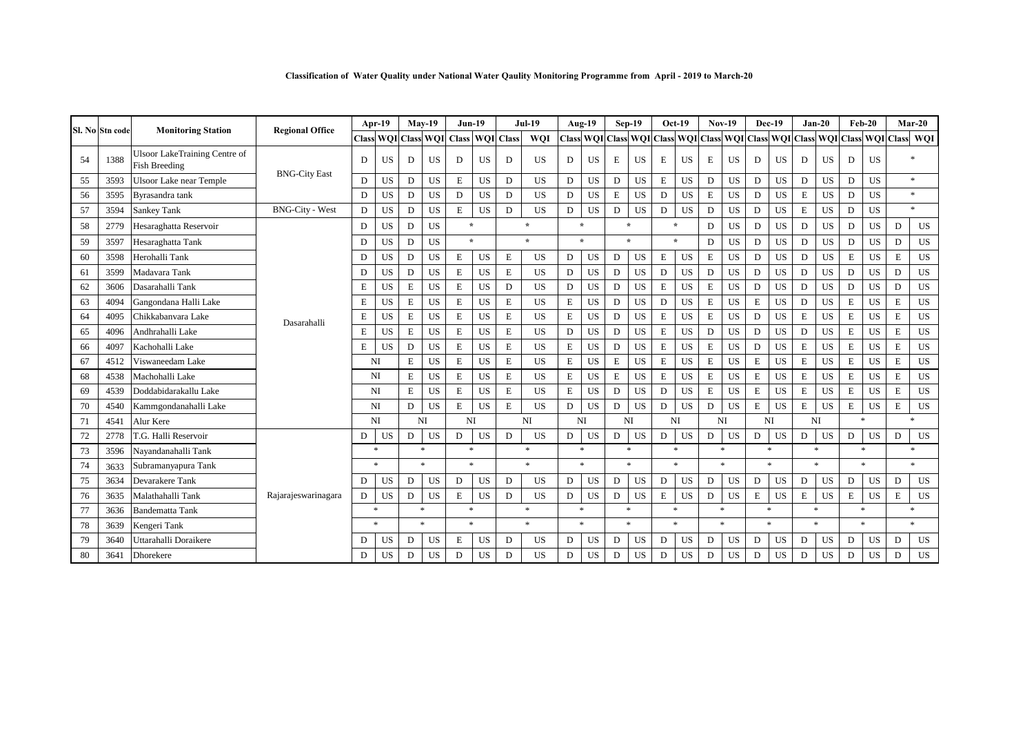**Classification of Water Quality under National Water Qaulity Monitoring Programme from April - 2019 to March-20**

| Sl. No | Stn code | Monitoring Station | Regional Office | Apr-19 | | May-19 | | Jun-19 | | Jul-19 | | Aug-19 | | Sep-19 | | Oct-19 | | Nov-19 | | Dec-19 | | Jan-20 | | Feb-20 | | Mar-20 | |
|---|---|---|---|---|---|---|---|---|---|---|---|---|---|---|---|---|---|---|---|---|---|---|---|---|---|---|---|
| | | | | Class | WQI | Class | WQI | Class | WQI | Class | WQI | Class | WQI | Class | WQI | Class | WQI | Class | WQI | Class | WQI | Class | WQI | Class | WQI | Class | WQI |
| 54 | 1388 | Ulsoor LakeTraining Centre of Fish Breeding | BNG-City East | D | US | D | US | D | US | D | US | D | US | E | US | E | US | E | US | D | US | D | US | D | US | * | |
| 55 | 3593 | Ulsoor Lake near Temple | | D | US | D | US | E | US | D | US | D | US | D | US | E | US | D | US | D | US | D | US | D | US | * | |
| 56 | 3595 | Byrasandra tank | | D | US | D | US | D | US | D | US | D | US | E | US | D | US | E | US | D | US | E | US | D | US | * | |
| 57 | 3594 | Sankey Tank | BNG-City - West | D | US | D | US | E | US | D | US | D | US | D | US | D | US | D | US | D | US | E | US | D | US | * | |
| 58 | 2779 | Hesaraghatta Reservoir | Dasarahalli | D | US | D | US | * | | * | | * | | * | | * | | D | US | D | US | D | US | D | US | D | US |
| 59 | 3597 | Hesaraghatta Tank | | D | US | D | US | * | | * | | * | | * | | * | | D | US | D | US | D | US | D | US | D | US |
| 60 | 3598 | Herohalli Tank | | D | US | D | US | E | US | E | US | D | US | D | US | E | US | E | US | D | US | D | US | E | US | E | US |
| 61 | 3599 | Madavara Tank | | D | US | D | US | E | US | E | US | D | US | D | US | D | US | D | US | D | US | D | US | D | US | D | US |
| 62 | 3606 | Dasarahalli Tank | | E | US | E | US | E | US | D | US | D | US | D | US | E | US | E | US | D | US | D | US | D | US | D | US |
| 63 | 4094 | Gangondana Halli Lake | | E | US | E | US | E | US | E | US | E | US | D | US | D | US | E | US | E | US | D | US | E | US | E | US |
| 64 | 4095 | Chikkabanvara Lake | | E | US | E | US | E | US | E | US | E | US | D | US | E | US | E | US | D | US | E | US | E | US | E | US |
| 65 | 4096 | Andhrahalli Lake | | E | US | E | US | E | US | E | US | D | US | D | US | E | US | D | US | D | US | D | US | E | US | E | US |
| 66 | 4097 | Kachohalli Lake | | E | US | D | US | E | US | E | US | E | US | D | US | E | US | E | US | D | US | E | US | E | US | E | US |
| 67 | 4512 | Viswaneedam Lake | | NI | | E | US | E | US | E | US | E | US | E | US | E | US | E | US | E | US | E | US | E | US | E | US |
| 68 | 4538 | Machohalli Lake | | NI | | E | US | E | US | E | US | E | US | E | US | E | US | E | US | E | US | E | US | E | US | E | US |
| 69 | 4539 | Doddabidarakallu Lake | | NI | | E | US | E | US | E | US | E | US | D | US | D | US | E | US | E | US | E | US | E | US | E | US |
| 70 | 4540 | Kammgondanahalli Lake | | NI | | D | US | E | US | E | US | D | US | D | US | D | US | D | US | E | US | E | US | E | US | E | US |
| 71 | 4541 | Alur Kere | | NI | | NI | | NI | | NI | | NI | | NI | | NI | | NI | | NI | | NI | | * | | * | |
| 72 | 2778 | T.G. Halli Reservoir | Rajarajeswarinagara | D | US | D | US | D | US | D | US | D | US | D | US | D | US | D | US | D | US | D | US | D | US | D | US |
| 73 | 3596 | Nayandanahalli Tank | | * | | * | | * | | * | | * | | * | | * | | * | | * | | * | | * | | * | |
| 74 | 3633 | Subramanyapura Tank | | * | | * | | * | | * | | * | | * | | * | | * | | * | | * | | * | | * | |
| 75 | 3634 | Devarakere Tank | | D | US | D | US | D | US | D | US | D | US | D | US | D | US | D | US | D | US | D | US | D | US | D | US |
| 76 | 3635 | Malathahalli Tank | | D | US | D | US | E | US | D | US | D | US | D | US | E | US | D | US | E | US | E | US | E | US | E | US |
| 77 | 3636 | Bandematta Tank | | * | | * | | * | | * | | * | | * | | * | | * | | * | | * | | * | | * | |
| 78 | 3639 | Kengeri Tank | | * | | * | | * | | * | | * | | * | | * | | * | | * | | * | | * | | * | |
| 79 | 3640 | Uttarahalli Doraikere | | D | US | D | US | E | US | D | US | D | US | D | US | D | US | D | US | D | US | D | US | D | US | D | US |
| 80 | 3641 | Dhorekere | | D | US | D | US | D | US | D | US | D | US | D | US | D | US | D | US | D | US | D | US | D | US | D | US |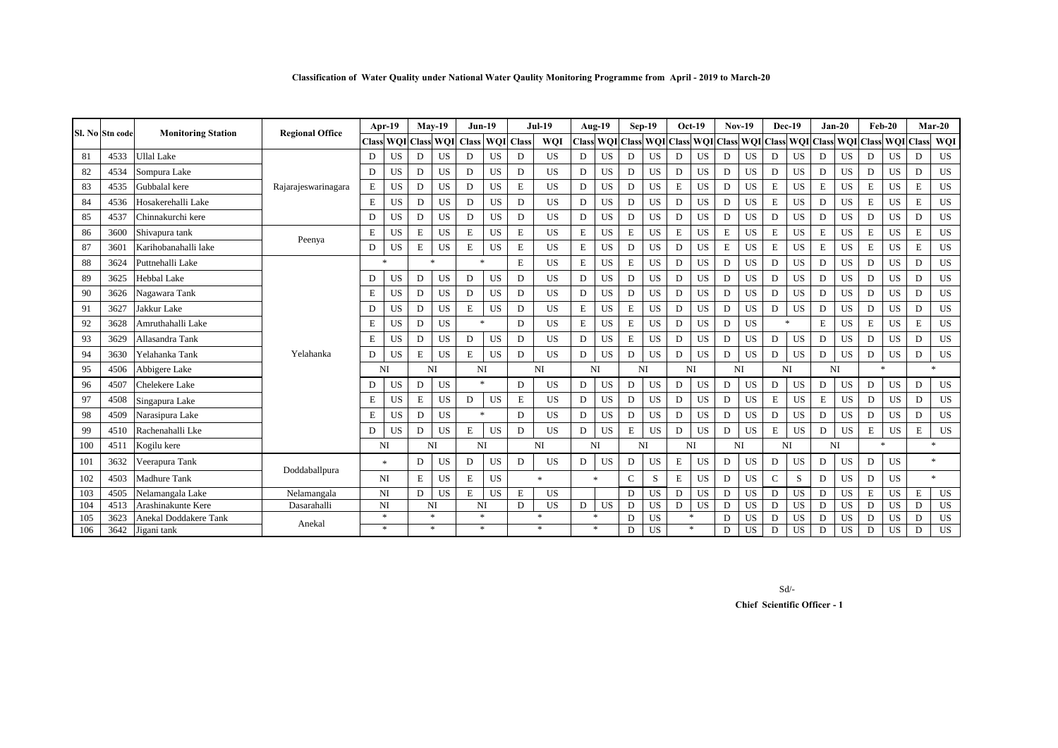**Classification of Water Quality under National Water Qaulity Monitoring Programme from April - 2019 to March-20**

| Sl. No | Stn code | Monitoring Station | Regional Office | Apr-19 | | May-19 | | Jun-19 | | Jul-19 | | Aug-19 | | Sep-19 | | Oct-19 | | Nov-19 | | Dec-19 | | Jan-20 | | Feb-20 | | Mar-20 | |
|---|---|---|---|---|---|---|---|---|---|---|---|---|---|---|---|---|---|---|---|---|---|---|---|---|---|---|---|
| | | | | Class | WQI | Class | WQI | Class | WQI | Class | WQI | Class | WQI | Class | WQI | Class | WQI | Class | WQI | Class | WQI | Class | WQI | Class | WQI | Class | WQI |
| 81 | 4533 | Ullal Lake | Rajarajeswarinagara | D | US | D | US | D | US | D | US | D | US | D | US | D | US | D | US | D | US | D | US | D | US | D | US |
| 82 | 4534 | Sompura Lake | | D | US | D | US | D | US | D | US | D | US | D | US | D | US | D | US | D | US | D | US | D | US | D | US |
| 83 | 4535 | Gubbalal kere | | E | US | D | US | D | US | E | US | D | US | D | US | E | US | D | US | E | US | E | US | E | US | E | US |
| 84 | 4536 | Hosakerehalli Lake | | E | US | D | US | D | US | D | US | D | US | D | US | D | US | D | US | E | US | D | US | E | US | E | US |
| 85 | 4537 | Chinnakurchi kere | | D | US | D | US | D | US | D | US | D | US | D | US | D | US | D | US | D | US | D | US | D | US | D | US |
| 86 | 3600 | Shivapura tank | Peenya | E | US | E | US | E | US | E | US | E | US | E | US | E | US | E | US | E | US | E | US | E | US | E | US |
| 87 | 3601 | Karihobanahalli lake | | D | US | E | US | E | US | E | US | E | US | D | US | D | US | E | US | E | US | E | US | E | US | E | US |
| 88 | 3624 | Puttnehalli Lake | Yelahanka | * | | * | | * | | E | US | E | US | E | US | D | US | D | US | D | US | D | US | D | US | D | US |
| 89 | 3625 | Hebbal Lake | | D | US | D | US | D | US | D | US | D | US | D | US | D | US | D | US | D | US | D | US | D | US | D | US |
| 90 | 3626 | Nagawara Tank | | E | US | D | US | D | US | D | US | D | US | D | US | D | US | D | US | D | US | D | US | D | US | D | US |
| 91 | 3627 | Jakkur Lake | | D | US | D | US | E | US | D | US | E | US | E | US | D | US | D | US | D | US | D | US | D | US | D | US |
| 92 | 3628 | Amruthahalli Lake | | E | US | D | US | * | | D | US | E | US | E | US | D | US | D | US | * | | E | US | E | US | E | US |
| 93 | 3629 | Allasandra Tank | | E | US | D | US | D | US | D | US | D | US | E | US | D | US | D | US | D | US | D | US | D | US | D | US |
| 94 | 3630 | Yelahanka Tank | | D | US | E | US | E | US | D | US | D | US | D | US | D | US | D | US | D | US | D | US | D | US | D | US |
| 95 | 4506 | Abbigere Lake | | NI | | NI | | NI | | NI | | NI | | NI | | NI | | NI | | NI | | NI | | * | | * | |
| 96 | 4507 | Chelekere Lake | | D | US | D | US | * | | D | US | D | US | D | US | D | US | D | US | D | US | D | US | D | US | D | US |
| 97 | 4508 | Singapura Lake | | E | US | E | US | D | US | E | US | D | US | D | US | D | US | D | US | E | US | E | US | D | US | D | US |
| 98 | 4509 | Narasipura Lake | | E | US | D | US | * | | D | US | D | US | D | US | D | US | D | US | D | US | D | US | D | US | D | US |
| 99 | 4510 | Rachenahalli Lke | | D | US | D | US | E | US | D | US | D | US | E | US | D | US | D | US | E | US | D | US | E | US | E | US |
| 100 | 4511 | Kogilu kere | | NI | | NI | | NI | | NI | | NI | | NI | | NI | | NI | | NI | | NI | | * | | * | |
| 101 | 3632 | Veerapura Tank | Doddaballpura | * | | D | US | D | US | D | US | D | US | D | US | E | US | D | US | D | US | D | US | D | US | * | |
| 102 | 4503 | Madhure Tank | | NI | | E | US | E | US | * | | * | | C | S | E | US | D | US | C | S | D | US | D | US | * | |
| 103 | 4505 | Nelamangala Lake | Nelamangala | NI | | D | US | E | US | E | US | | | D | US | D | US | D | US | D | US | D | US | E | US | E | US |
| 104 | 4513 | Arashinakunte Kere | Dasarahalli | NI | | NI | | NI | | D | US | D | US | D | US | D | US | D | US | D | US | D | US | D | US | D | US |
| 105 | 3623 | Anekal Doddakere Tank | Anekal | * | | * | | * | | * | | * | | D | US | * | | D | US | D | US | D | US | D | US | D | US |
| 106 | 3642 | Jigani tank | | * | | * | | * | | * | | * | | D | US | * | | D | US | D | US | D | US | D | US | D | US |

Sd/-

**Chief Scientific Officer - 1**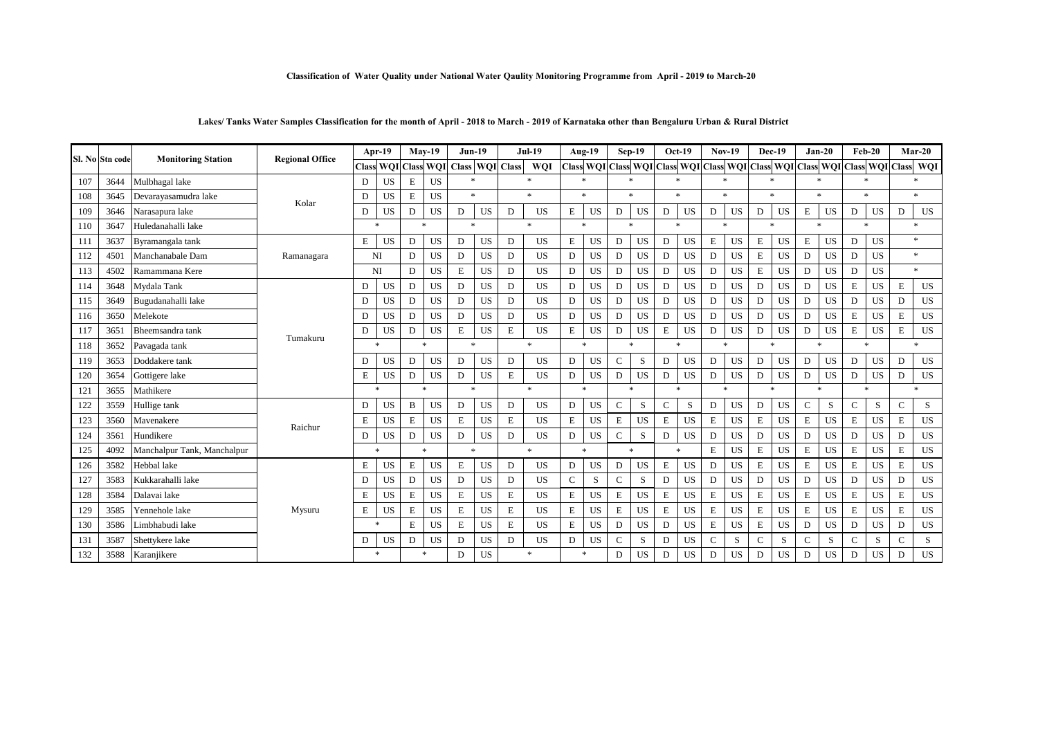**Classification of Water Quality under National Water Qaulity Monitoring Programme from April - 2019 to March-20**

**Lakes/ Tanks Water Samples Classification for the month of April - 2018 to March - 2019 of Karnataka other than Bengaluru Urban & Rural District**

| Sl. No | Stn code | Monitoring Station | Regional Office | Apr-19 | | May-19 | | Jun-19 | | Jul-19 | | Aug-19 | | Sep-19 | | Oct-19 | | Nov-19 | | Dec-19 | | Jan-20 | | Feb-20 | | Mar-20 | |
|---|---|---|---|---|---|---|---|---|---|---|---|---|---|---|---|---|---|---|---|---|---|---|---|---|---|---|---|
| | | | | Class | WQI | Class | WQI | Class | WQI | Class | WQI | Class | WQI | Class | WQI | Class | WQI | Class | WQI | Class | WQI | Class | WQI | Class | WQI | Class | WQI |
| 107 | 3644 | Mulbhagal lake | Kolar | D | US | E | US | * | | * | | * | | * | | * | | * | | * | | * | | * | | * | |
| 108 | 3645 | Devarayasamudra lake | Kolar | D | US | E | US | * | | * | | * | | * | | * | | * | | * | | * | | * | | * | |
| 109 | 3646 | Narasapura lake | Kolar | D | US | D | US | D | US | D | US | E | US | D | US | D | US | D | US | D | US | E | US | D | US | D | US |
| 110 | 3647 | Huledanahalli lake | Kolar | * | | * | | * | | * | | * | | * | | * | | * | | * | | * | | * | | * | |
| 111 | 3637 | Byramangala tank | Ramanagara | E | US | D | US | D | US | D | US | E | US | D | US | D | US | E | US | E | US | E | US | D | US | * | |
| 112 | 4501 | Manchanabale Dam | Ramanagara | NI | | D | US | D | US | D | US | D | US | D | US | D | US | D | US | E | US | D | US | D | US | * | |
| 113 | 4502 | Ramammana Kere | Ramanagara | NI | | D | US | E | US | D | US | D | US | D | US | D | US | D | US | E | US | D | US | D | US | * | |
| 114 | 3648 | Mydala Tank | Tumakuru | D | US | D | US | D | US | D | US | D | US | D | US | D | US | D | US | D | US | D | US | E | US | E | US |
| 115 | 3649 | Bugudanahalli lake | Tumakuru | D | US | D | US | D | US | D | US | D | US | D | US | D | US | D | US | D | US | D | US | D | US | D | US |
| 116 | 3650 | Melekote | Tumakuru | D | US | D | US | D | US | D | US | D | US | D | US | D | US | D | US | D | US | D | US | E | US | E | US |
| 117 | 3651 | Bheemsandra tank | Tumakuru | D | US | D | US | E | US | E | US | E | US | D | US | E | US | D | US | D | US | D | US | E | US | E | US |
| 118 | 3652 | Pavagada tank | Tumakuru | * | | * | | * | | * | | * | | * | | * | | * | | * | | * | | * | | * | |
| 119 | 3653 | Doddakere tank | Tumakuru | D | US | D | US | D | US | D | US | D | US | C | S | D | US | D | US | D | US | D | US | D | US | D | US |
| 120 | 3654 | Gottigere lake | Tumakuru | E | US | D | US | D | US | E | US | D | US | D | US | D | US | D | US | D | US | D | US | D | US | D | US |
| 121 | 3655 | Mathikere | Tumakuru | * | | * | | * | | * | | * | | * | | * | | * | | * | | * | | * | | * | |
| 122 | 3559 | Hullige tank | Raichur | D | US | B | US | D | US | D | US | D | US | C | S | C | S | D | US | D | US | C | S | C | S | C | S |
| 123 | 3560 | Mavenakere | Raichur | E | US | E | US | E | US | E | US | E | US | E | US | E | US | E | US | E | US | E | US | E | US | E | US |
| 124 | 3561 | Hundikere | Raichur | D | US | D | US | D | US | D | US | D | US | C | S | D | US | D | US | D | US | D | US | D | US | D | US |
| 125 | 4092 | Manchalpur Tank, Manchalpur | Raichur | * | | * | | * | | * | | * | | * | | * | | E | US | E | US | E | US | E | US | E | US |
| 126 | 3582 | Hebbal lake | Mysuru | E | US | E | US | E | US | D | US | D | US | D | US | E | US | D | US | E | US | E | US | E | US | E | US |
| 127 | 3583 | Kukkarahalli lake | Mysuru | D | US | D | US | D | US | D | US | C | S | C | S | D | US | D | US | D | US | D | US | D | US | D | US |
| 128 | 3584 | Dalavai lake | Mysuru | E | US | E | US | E | US | E | US | E | US | E | US | E | US | E | US | E | US | E | US | E | US | E | US |
| 129 | 3585 | Yennehole lake | Mysuru | E | US | E | US | E | US | E | US | E | US | E | US | E | US | E | US | E | US | E | US | E | US | E | US |
| 130 | 3586 | Limbhabudi lake | Mysuru | * | | E | US | E | US | E | US | E | US | D | US | D | US | E | US | E | US | D | US | D | US | D | US |
| 131 | 3587 | Shettykere lake | Mysuru | D | US | D | US | D | US | D | US | D | US | C | S | D | US | C | S | C | S | C | S | C | S | C | S |
| 132 | 3588 | Karanjikere | Mysuru | * | | * | | D | US | * | | * | | D | US | D | US | D | US | D | US | D | US | D | US | D | US |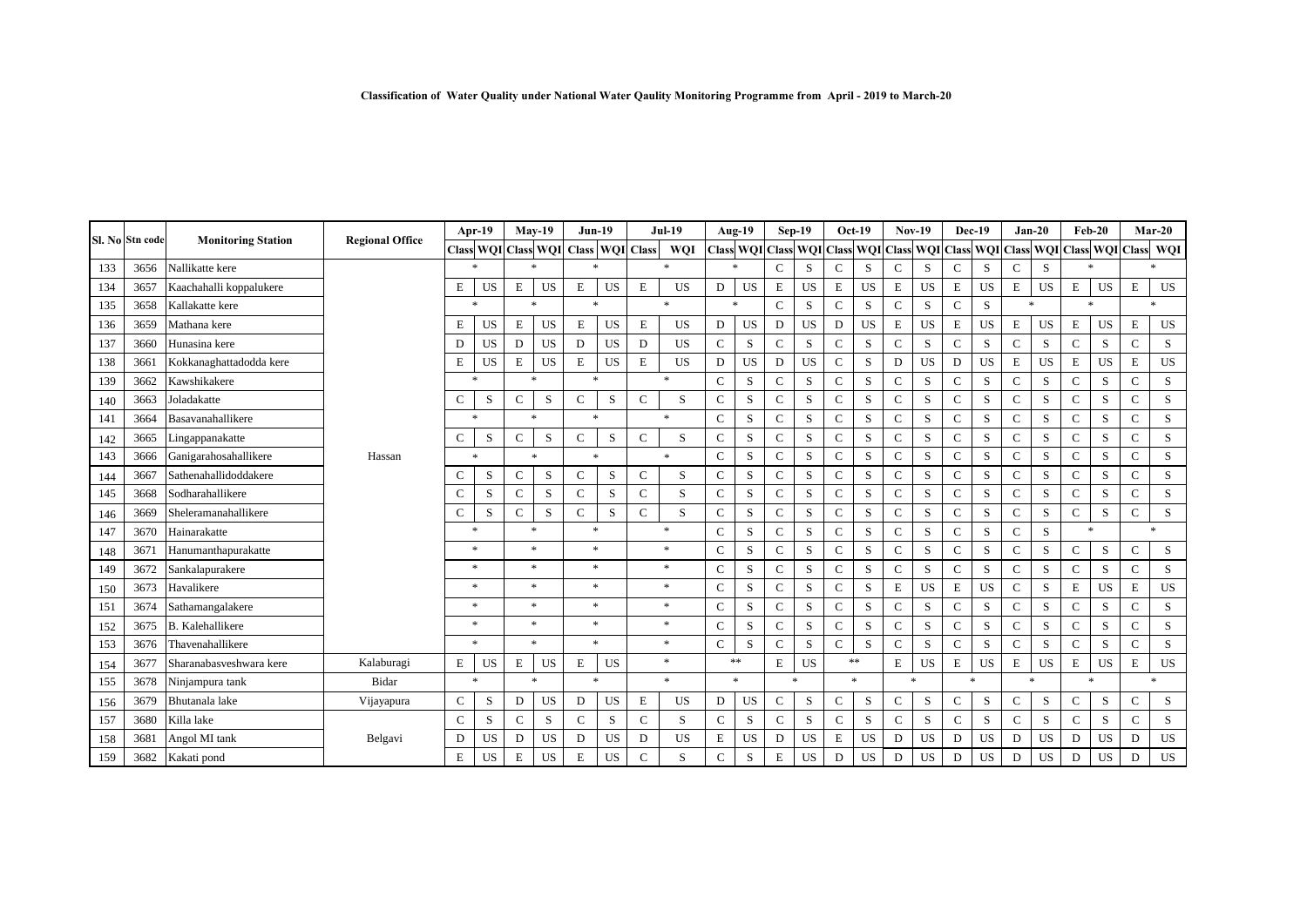**Classification of Water Quality under National Water Qaulity Monitoring Programme from April - 2019 to March-20**

| Sl. No | Stn code | Monitoring Station | Regional Office | Apr-19 | | May-19 | | Jun-19 | | Jul-19 | | Aug-19 | | Sep-19 | | Oct-19 | | Nov-19 | | Dec-19 | | Jan-20 | | Feb-20 | | Mar-20 | |
|---|---|---|---|---|---|---|---|---|---|---|---|---|---|---|---|---|---|---|---|---|---|---|---|---|---|---|---|
| | | | | Class | WQI | Class | WQI | Class | WQI | Class | WQI | Class | WQI | Class | WQI | Class | WQI | Class | WQI | Class | WQI | Class | WQI | Class | WQI | Class | WQI |
| 133 | 3656 | Nallikatte kere | Hassan | * | | * | | * | | * | | * | | C | S | C | S | C | S | C | S | C | S | * | | * | |
| 134 | 3657 | Kaachahalli koppalukere | | E | US | E | US | E | US | E | US | D | US | E | US | E | US | E | US | E | US | E | US | E | US | E | US |
| 135 | 3658 | Kallakatte kere | | * | | * | | * | | * | | * | | C | S | C | S | C | S | C | S | * | | * | | * | |
| 136 | 3659 | Mathana kere | | E | US | E | US | E | US | E | US | D | US | D | US | D | US | E | US | E | US | E | US | E | US | E | US |
| 137 | 3660 | Hunasina kere | | D | US | D | US | D | US | D | US | C | S | C | S | C | S | C | S | C | S | C | S | C | S | C | S |
| 138 | 3661 | Kokkanaghattadodda kere | | E | US | E | US | E | US | E | US | D | US | D | US | C | S | D | US | D | US | E | US | E | US | E | US |
| 139 | 3662 | Kawshikakere | | * | | * | | * | | * | | C | S | C | S | C | S | C | S | C | S | C | S | C | S | C | S |
| 140 | 3663 | Joladakatte | | C | S | C | S | C | S | C | S | C | S | C | S | C | S | C | S | C | S | C | S | C | S | C | S |
| 141 | 3664 | Basavanahallikere | | * | | * | | * | | * | | C | S | C | S | C | S | C | S | C | S | C | S | C | S | C | S |
| 142 | 3665 | Lingappanakatte | | C | S | C | S | C | S | C | S | C | S | C | S | C | S | C | S | C | S | C | S | C | S | C | S |
| 143 | 3666 | Ganigarahosahallikere | | * | | * | | * | | * | | C | S | C | S | C | S | C | S | C | S | C | S | C | S | C | S |
| 144 | 3667 | Sathenahallidoddakere | | C | S | C | S | C | S | C | S | C | S | C | S | C | S | C | S | C | S | C | S | C | S | C | S |
| 145 | 3668 | Sodharahallikere | | C | S | C | S | C | S | C | S | C | S | C | S | C | S | C | S | C | S | C | S | C | S | C | S |
| 146 | 3669 | Sheleramanahallikere | | C | S | C | S | C | S | C | S | C | S | C | S | C | S | C | S | C | S | C | S | C | S | C | S |
| 147 | 3670 | Hainarakatte | | * | | * | | * | | * | | C | S | C | S | C | S | C | S | C | S | C | S | * | | * | |
| 148 | 3671 | Hanumanthapurakatte | | * | | * | | * | | * | | C | S | C | S | C | S | C | S | C | S | C | S | C | S | C | S |
| 149 | 3672 | Sankalapurakere | | * | | * | | * | | * | | C | S | C | S | C | S | C | S | C | S | C | S | C | S | C | S |
| 150 | 3673 | Havalikere | | * | | * | | * | | * | | C | S | C | S | C | S | E | US | E | US | C | S | E | US | E | US |
| 151 | 3674 | Sathamangalakere | | * | | * | | * | | * | | C | S | C | S | C | S | C | S | C | S | C | S | C | S | C | S |
| 152 | 3675 | B. Kalehallikere | | * | | * | | * | | * | | C | S | C | S | C | S | C | S | C | S | C | S | C | S | C | S |
| 153 | 3676 | Thavenahallikere | | * | | * | | * | | * | | C | S | C | S | C | S | C | S | C | S | C | S | C | S | C | S |
| 154 | 3677 | Sharanabasveshwara kere | Kalaburagi | E | US | E | US | E | US | * | | ** | | E | US | ** | | E | US | E | US | E | US | E | US | E | US |
| 155 | 3678 | Ninjampura tank | Bidar | * | | * | | * | | * | | * | | * | | * | | * | | * | | * | | * | | * | |
| 156 | 3679 | Bhutanala lake | Vijayapura | C | S | D | US | D | US | E | US | D | US | C | S | C | S | C | S | C | S | C | S | C | S | C | S |
| 157 | 3680 | Killa lake | Belgavi | C | S | C | S | C | S | C | S | C | S | C | S | C | S | C | S | C | S | C | S | C | S | C | S |
| 158 | 3681 | Angol MI tank | | D | US | D | US | D | US | D | US | E | US | D | US | E | US | D | US | D | US | D | US | D | US | D | US |
| 159 | 3682 | Kakati pond | | E | US | E | US | E | US | C | S | C | S | E | US | D | US | D | US | D | US | D | US | D | US | D | US |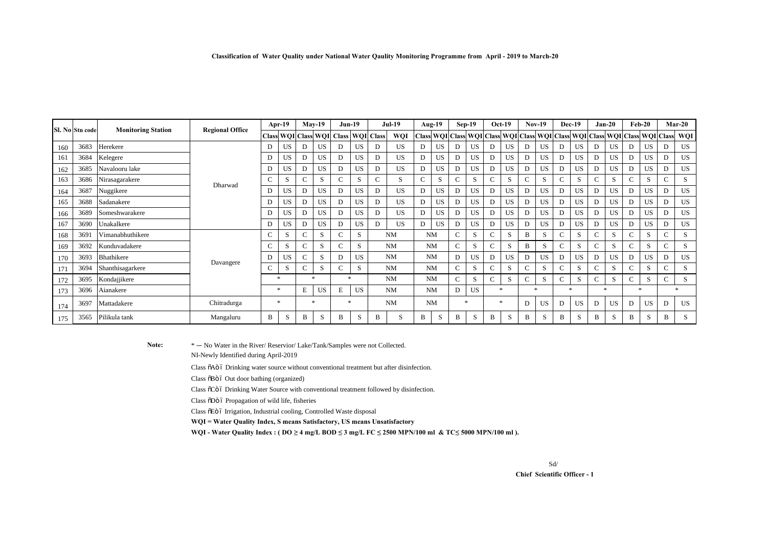**Classification of Water Quality under National Water Qaulity Monitoring Programme from April - 2019 to March-20**

| Sl. No | Stn code | Monitoring Station | Regional Office | Apr-19 | | May-19 | | Jun-19 | | Jul-19 | | Aug-19 | | Sep-19 | | Oct-19 | | Nov-19 | | Dec-19 | | Jan-20 | | Feb-20 | | Mar-20 | |
|---|---|---|---|---|---|---|---|---|---|---|---|---|---|---|---|---|---|---|---|---|---|---|---|---|---|---|---|
| | | | | Class | WQI | Class | WQI | Class | WQI | Class | WQI | Class | WQI | Class | WQI | Class | WQI | Class | WQI | Class | WQI | Class | WQI | Class | WQI | Class | WQI |
| 160 | 3683 | Herekere | Dharwad | D | US | D | US | D | US | D | US | D | US | D | US | D | US | D | US | D | US | D | US | D | US | D | US |
| 161 | 3684 | Kelegere | | D | US | D | US | D | US | D | US | D | US | D | US | D | US | D | US | D | US | D | US | D | US | D | US |
| 162 | 3685 | Navalooru lake | | D | US | D | US | D | US | D | US | D | US | D | US | D | US | D | US | D | US | D | US | D | US | D | US |
| 163 | 3686 | Nirasagarakere | | C | S | C | S | C | S | C | S | C | S | C | S | C | S | C | S | C | S | C | S | C | S | C | S |
| 164 | 3687 | Nuggikere | | D | US | D | US | D | US | D | US | D | US | D | US | D | US | D | US | D | US | D | US | D | US | D | US |
| 165 | 3688 | Sadanakere | | D | US | D | US | D | US | D | US | D | US | D | US | D | US | D | US | D | US | D | US | D | US | D | US |
| 166 | 3689 | Someshwarakere | | D | US | D | US | D | US | D | US | D | US | D | US | D | US | D | US | D | US | D | US | D | US | D | US |
| 167 | 3690 | Unakalkere | | D | US | D | US | D | US | D | US | D | US | D | US | D | US | D | US | D | US | D | US | D | US | D | US |
| 168 | 3691 | Vimanabhuthikere | Davangere | C | S | C | S | C | S | NM | | NM | | C | S | C | S | B | S | C | S | C | S | C | S | C | S |
| 169 | 3692 | Kunduvadakere | | C | S | C | S | C | S | NM | | NM | | C | S | C | S | B | S | C | S | C | S | C | S | C | S |
| 170 | 3693 | Bhathikere | | D | US | C | S | D | US | NM | | NM | | D | US | D | US | D | US | D | US | D | US | D | US | D | US |
| 171 | 3694 | Shanthisagarkere | | C | S | C | S | C | S | NM | | NM | | C | S | C | S | C | S | C | S | C | S | C | S | C | S |
| 172 | 3695 | Kondajjikere | | * | | * | | * | | NM | | NM | | C | S | C | S | C | S | C | S | C | S | C | S | C | S |
| 173 | 3696 | Aianakere | | * | | E | US | E | US | NM | | NM | | D | US | * | | * | | * | | * | | * | | * | |
| 174 | 3697 | Mattadakere | Chitradurga | * | | * | | * | | NM | | NM | | * | | * | | D | US | D | US | D | US | D | US | D | US |
| 175 | 3565 | Pilikula tank | Mangaluru | B | S | B | S | B | S | B | S | B | S | B | S | B | S | B | S | B | S | B | S | B | S | B | S |

**Note:** * – No Water in the River/ Reservior/ Lake/Tank/Samples were not Collected.

NI-Newly Identified during April-2019

Class "A" – Drinking water source without conventional treatment but after disinfection.

Class "B" – Out door bathing (organized)

Class "C" – Drinking Water Source with conventional treatment followed by disinfection.

Class "D" – Propagation of wild life, fisheries

Class "E" – Irrigation, Industrial cooling, Controlled Waste disposal

**WQI = Water Quality Index, S means Satisfactory, US means Unsatisfactory**

**WQI - Water Quality Index : ( DO ≥ 4 mg/L BOD ≤ 3 mg/L FC ≤ 2500 MPN/100 ml & TC≤ 5000 MPN/100 ml ).**

Sd/

**Chief Scientific Officer - 1**